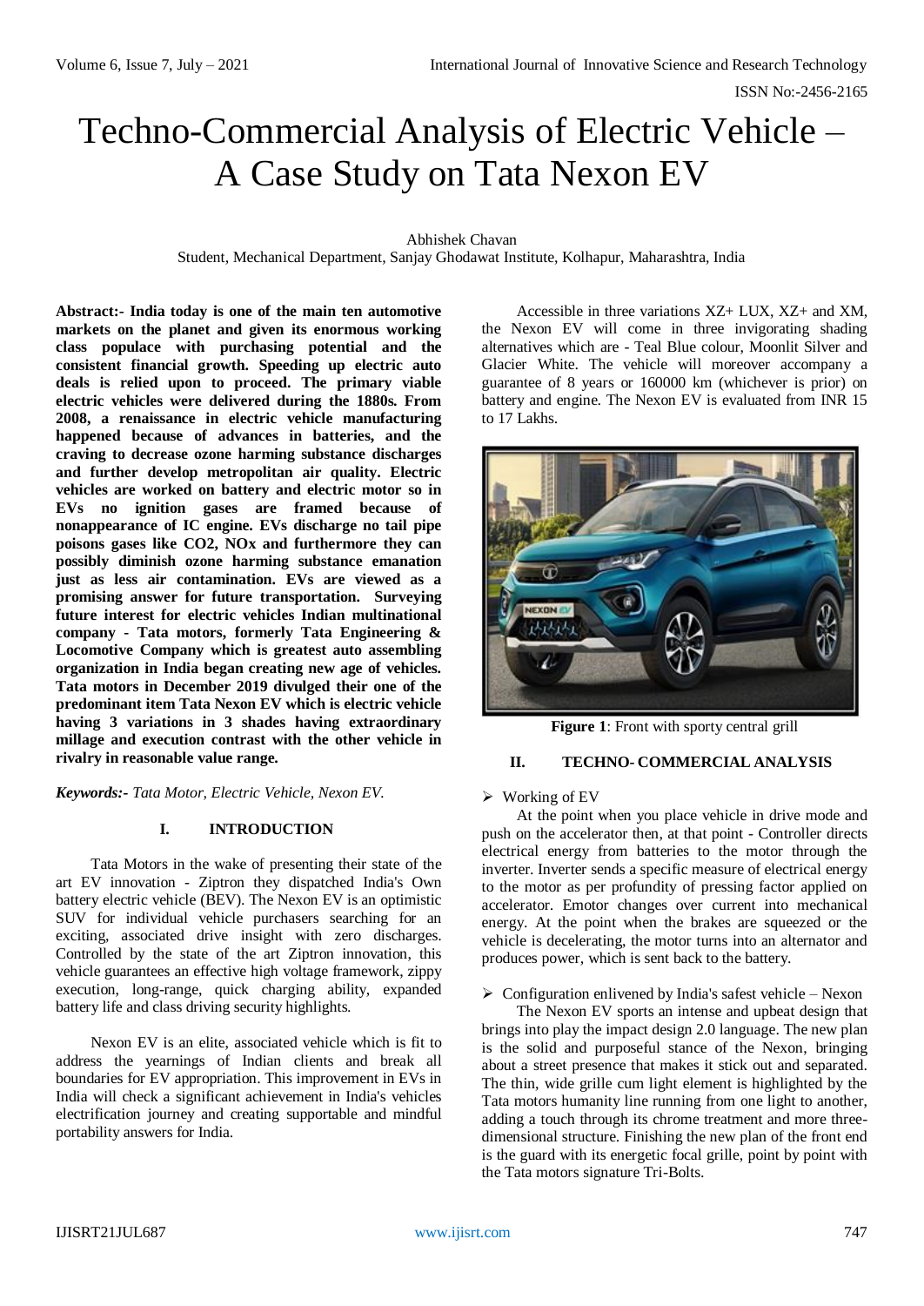# Techno-Commercial Analysis of Electric Vehicle – A Case Study on Tata Nexon EV

Abhishek Chavan
Student, Mechanical Department, Sanjay Ghodawat Institute, Kolhapur, Maharashtra, India

**Abstract:- India today is one of the main ten automotive markets on the planet and given its enormous working class populace with purchasing potential and the consistent financial growth. Speeding up electric auto deals is relied upon to proceed. The primary viable electric vehicles were delivered during the 1880s. From 2008, a renaissance in electric vehicle manufacturing happened because of advances in batteries, and the craving to decrease ozone harming substance discharges and further develop metropolitan air quality. Electric vehicles are worked on battery and electric motor so in EVs no ignition gases are framed because of nonappearance of IC engine. EVs discharge no tail pipe poisons gases like CO2, NOx and furthermore they can possibly diminish ozone harming substance emanation just as less air contamination. EVs are viewed as a promising answer for future transportation. Surveying future interest for electric vehicles Indian multinational company - Tata motors, formerly Tata Engineering & Locomotive Company which is greatest auto assembling organization in India began creating new age of vehicles. Tata motors in December 2019 divulged their one of the predominant item Tata Nexon EV which is electric vehicle having 3 variations in 3 shades having extraordinary millage and execution contrast with the other vehicle in rivalry in reasonable value range.**

***Keywords:-** Tata Motor, Electric Vehicle, Nexon EV.*

## I. INTRODUCTION

Tata Motors in the wake of presenting their state of the art EV innovation - Ziptron they dispatched India's Own battery electric vehicle (BEV). The Nexon EV is an optimistic SUV for individual vehicle purchasers searching for an exciting, associated drive insight with zero discharges. Controlled by the state of the art Ziptron innovation, this vehicle guarantees an effective high voltage framework, zippy execution, long-range, quick charging ability, expanded battery life and class driving security highlights.

Nexon EV is an elite, associated vehicle which is fit to address the yearnings of Indian clients and break all boundaries for EV appropriation. This improvement in EVs in India will check a significant achievement in India's vehicles electrification journey and creating supportable and mindful portability answers for India.

Accessible in three variations XZ+ LUX, XZ+ and XM, the Nexon EV will come in three invigorating shading alternatives which are - Teal Blue colour, Moonlit Silver and Glacier White. The vehicle will moreover accompany a guarantee of 8 years or 160000 km (whichever is prior) on battery and engine. The Nexon EV is evaluated from INR 15 to 17 Lakhs.

**Figure 1**: Front with sporty central grill

## II. TECHNO- COMMERCIAL ANALYSIS

- Working of EV

At the point when you place vehicle in drive mode and push on the accelerator then, at that point - Controller directs electrical energy from batteries to the motor through the inverter. Inverter sends a specific measure of electrical energy to the motor as per profundity of pressing factor applied on accelerator. Emotor changes over current into mechanical energy. At the point when the brakes are squeezed or the vehicle is decelerating, the motor turns into an alternator and produces power, which is sent back to the battery.

- Configuration enlivened by India's safest vehicle – Nexon

The Nexon EV sports an intense and upbeat design that brings into play the impact design 2.0 language. The new plan is the solid and purposeful stance of the Nexon, bringing about a street presence that makes it stick out and separated. The thin, wide grille cum light element is highlighted by the Tata motors humanity line running from one light to another, adding a touch through its chrome treatment and more three-dimensional structure. Finishing the new plan of the front end is the guard with its energetic focal grille, point by point with the Tata motors signature Tri-Bolts.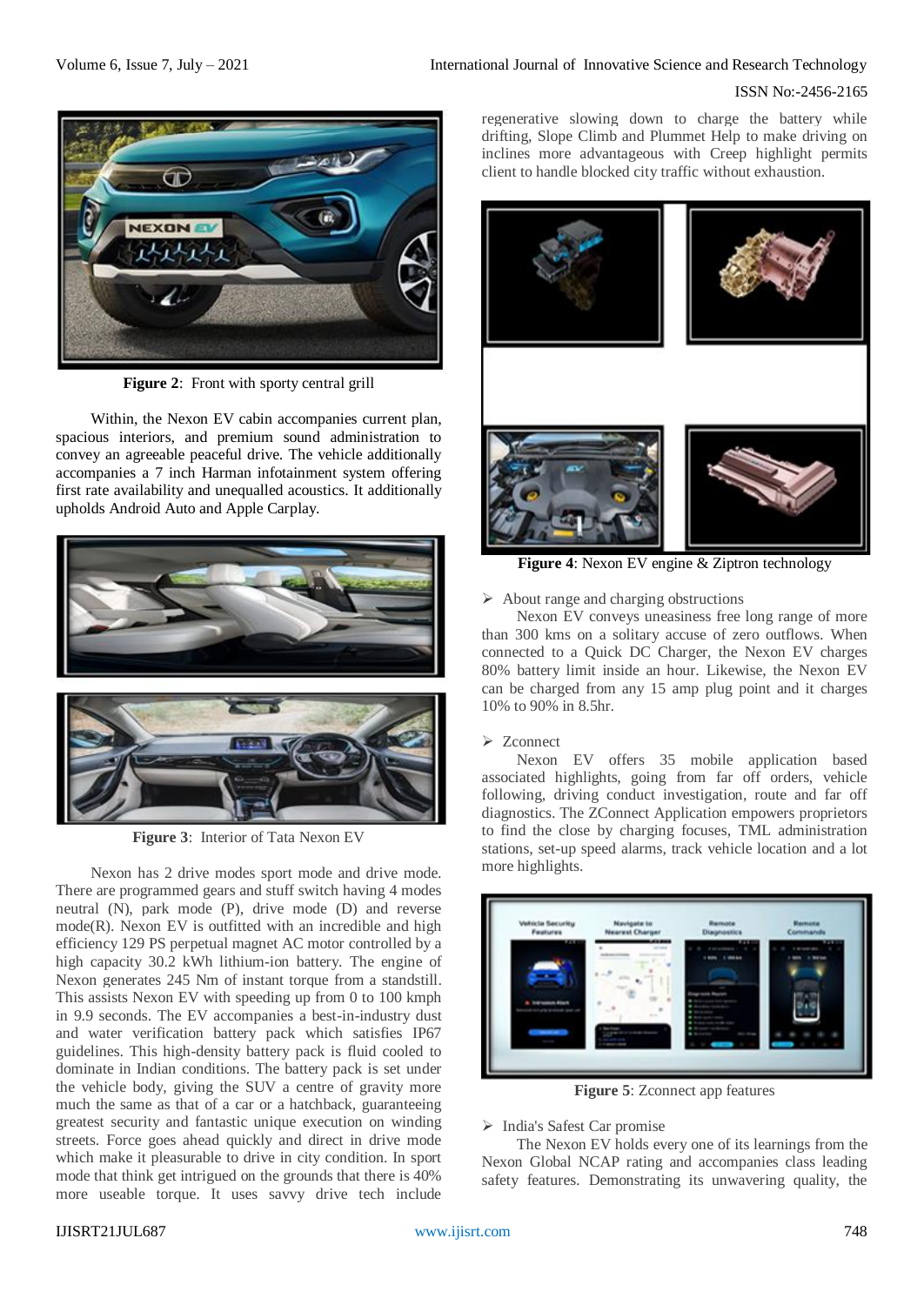**Figure 2**: Front with sporty central grill

Within, the Nexon EV cabin accompanies current plan, spacious interiors, and premium sound administration to convey an agreeable peaceful drive. The vehicle additionally accompanies a 7 inch Harman infotainment system offering first rate availability and unequalled acoustics. It additionally upholds Android Auto and Apple Carplay.

**Figure 3**: Interior of Tata Nexon EV

Nexon has 2 drive modes sport mode and drive mode. There are programmed gears and stuff switch having 4 modes neutral (N), park mode (P), drive mode (D) and reverse mode(R). Nexon EV is outfitted with an incredible and high efficiency 129 PS perpetual magnet AC motor controlled by a high capacity 30.2 kWh lithium-ion battery. The engine of Nexon generates 245 Nm of instant torque from a standstill. This assists Nexon EV with speeding up from 0 to 100 kmph in 9.9 seconds. The EV accompanies a best-in-industry dust and water verification battery pack which satisfies IP67 guidelines. This high-density battery pack is fluid cooled to dominate in Indian conditions. The battery pack is set under the vehicle body, giving the SUV a centre of gravity more much the same as that of a car or a hatchback, guaranteeing greatest security and fantastic unique execution on winding streets. Force goes ahead quickly and direct in drive mode which make it pleasurable to drive in city condition. In sport mode that think get intrigued on the grounds that there is 40% more useable torque. It uses savvy drive tech include regenerative slowing down to charge the battery while drifting, Slope Climb and Plummet Help to make driving on inclines more advantageous with Creep highlight permits client to handle blocked city traffic without exhaustion.

**Figure 4**: Nexon EV engine & Ziptron technology

- About range and charging obstructions

Nexon EV conveys uneasiness free long range of more than 300 kms on a solitary accuse of zero outflows. When connected to a Quick DC Charger, the Nexon EV charges 80% battery limit inside an hour. Likewise, the Nexon EV can be charged from any 15 amp plug point and it charges 10% to 90% in 8.5hr.

- Zconnect

Nexon EV offers 35 mobile application based associated highlights, going from far off orders, vehicle following, driving conduct investigation, route and far off diagnostics. The ZConnect Application empowers proprietors to find the close by charging focuses, TML administration stations, set-up speed alarms, track vehicle location and a lot more highlights.

**Figure 5**: Zconnect app features

- India's Safest Car promise

The Nexon EV holds every one of its learnings from the Nexon Global NCAP rating and accompanies class leading safety features. Demonstrating its unwavering quality, the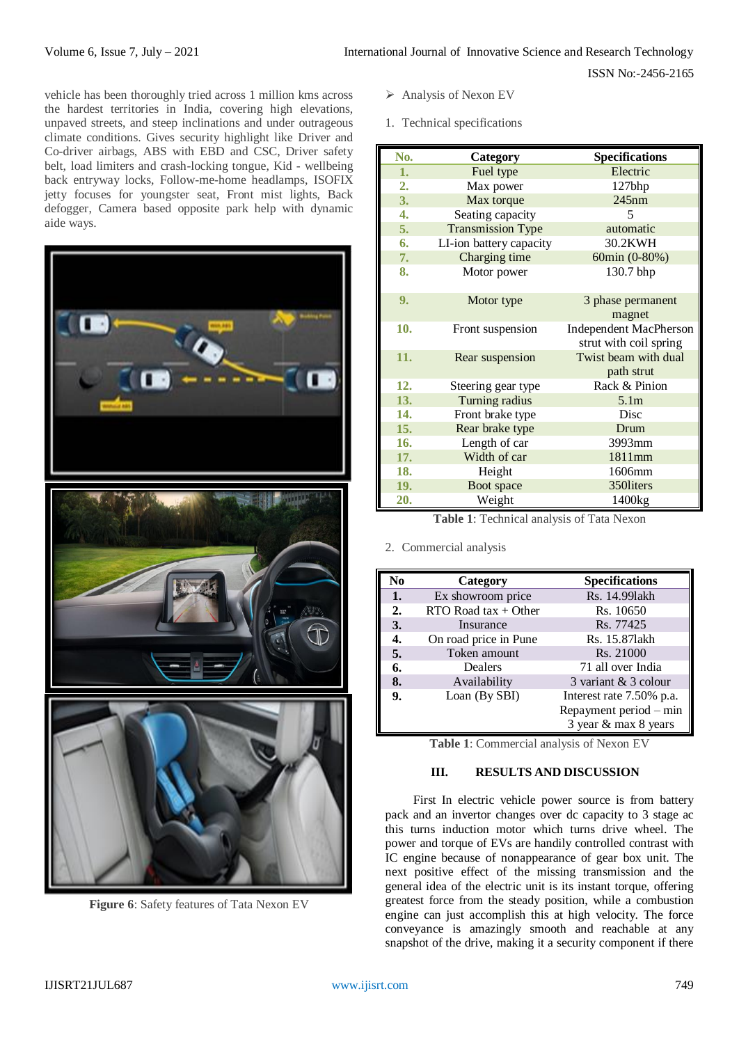vehicle has been thoroughly tried across 1 million kms across the hardest territories in India, covering high elevations, unpaved streets, and steep inclinations and under outrageous climate conditions. Gives security highlight like Driver and Co-driver airbags, ABS with EBD and CSC, Driver safety belt, load limiters and crash-locking tongue, Kid - wellbeing back entryway locks, Follow-me-home headlamps, ISOFIX jetty focuses for youngster seat, Front mist lights, Back defogger, Camera based opposite park help with dynamic aide ways.

**Figure 6**: Safety features of Tata Nexon EV

- Analysis of Nexon EV

1. Technical specifications

| No. | Category | Specifications |
|---|---|---|
| 1. | Fuel type | Electric |
| 2. | Max power | 127bhp |
| 3. | Max torque | 245nm |
| 4. | Seating capacity | 5 |
| 5. | Transmission Type | automatic |
| 6. | LI-ion battery capacity | 30.2KWH |
| 7. | Charging time | 60min (0-80%) |
| 8. | Motor power | 130.7 bhp |
| 9. | Motor type | 3 phase permanent magnet |
| 10. | Front suspension | Independent MacPherson strut with coil spring |
| 11. | Rear suspension | Twist beam with dual path strut |
| 12. | Steering gear type | Rack & Pinion |
| 13. | Turning radius | 5.1m |
| 14. | Front brake type | Disc |
| 15. | Rear brake type | Drum |
| 16. | Length of car | 3993mm |
| 17. | Width of car | 1811mm |
| 18. | Height | 1606mm |
| 19. | Boot space | 350liters |
| 20. | Weight | 1400kg |

**Table 1**: Technical analysis of Tata Nexon

2. Commercial analysis

| No | Category | Specifications |
|---|---|---|
| 1. | Ex showroom price | Rs. 14.99lakh |
| 2. | RTO Road tax + Other | Rs. 10650 |
| 3. | Insurance | Rs. 77425 |
| 4. | On road price in Pune | Rs. 15.87lakh |
| 5. | Token amount | Rs. 21000 |
| 6. | Dealers | 71 all over India |
| 8. | Availability | 3 variant & 3 colour |
| 9. | Loan (By SBI) | Interest rate 7.50% p.a. Repayment period – min 3 year & max 8 years |

**Table 1**: Commercial analysis of Nexon EV

## III. RESULTS AND DISCUSSION

First In electric vehicle power source is from battery pack and an invertor changes over dc capacity to 3 stage ac this turns induction motor which turns drive wheel. The power and torque of EVs are handily controlled contrast with IC engine because of nonappearance of gear box unit. The next positive effect of the missing transmission and the general idea of the electric unit is its instant torque, offering greatest force from the steady position, while a combustion engine can just accomplish this at high velocity. The force conveyance is amazingly smooth and reachable at any snapshot of the drive, making it a security component if there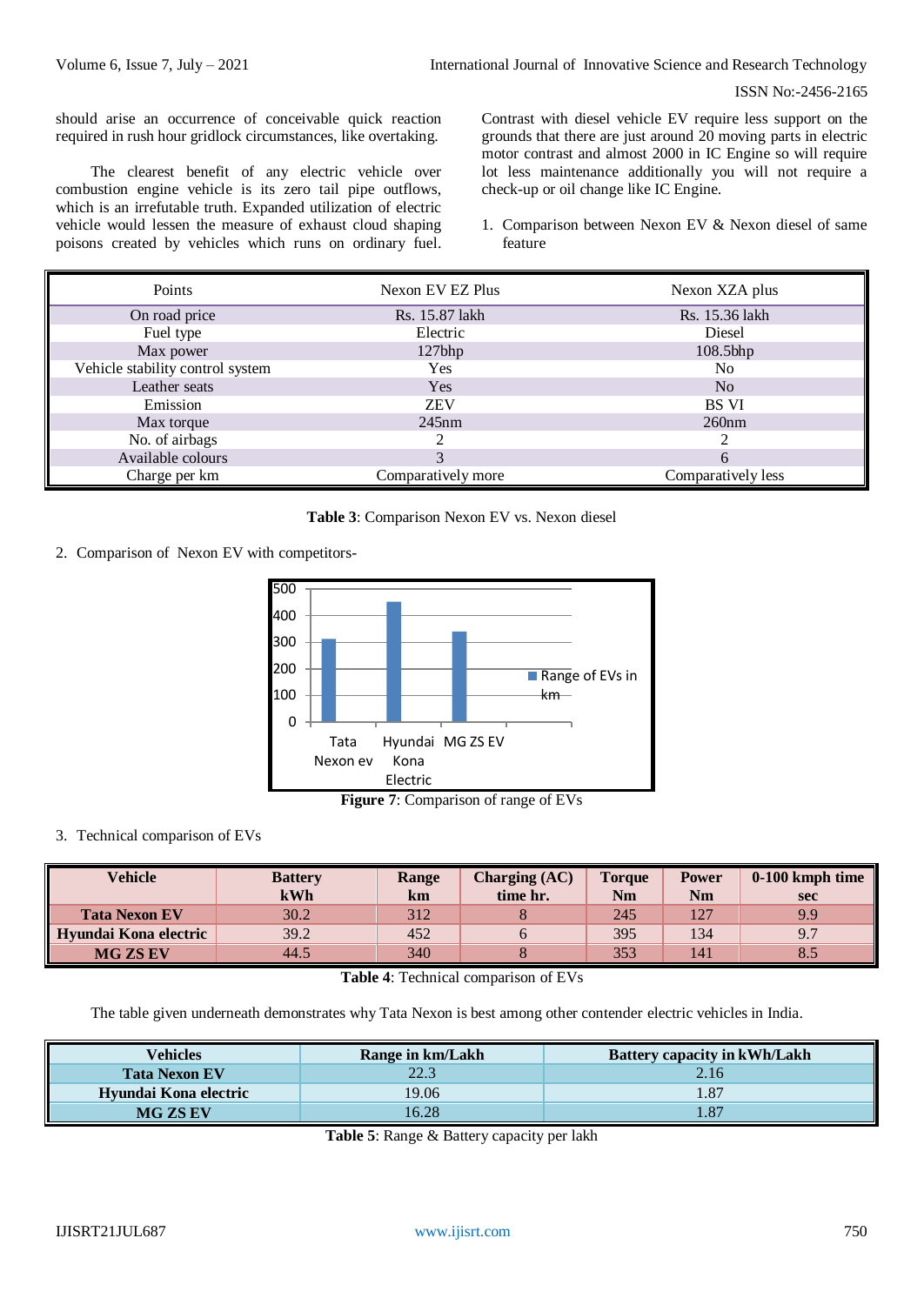should arise an occurrence of conceivable quick reaction required in rush hour gridlock circumstances, like overtaking.

The clearest benefit of any electric vehicle over combustion engine vehicle is its zero tail pipe outflows, which is an irrefutable truth. Expanded utilization of electric vehicle would lessen the measure of exhaust cloud shaping poisons created by vehicles which runs on ordinary fuel. Contrast with diesel vehicle EV require less support on the grounds that there are just around 20 moving parts in electric motor contrast and almost 2000 in IC Engine so will require lot less maintenance additionally you will not require a check-up or oil change like IC Engine.

1. Comparison between Nexon EV & Nexon diesel of same feature

| Points | Nexon EV EZ Plus | Nexon XZA plus |
|---|---|---|
| On road price | Rs. 15.87 lakh | Rs. 15.36 lakh |
| Fuel type | Electric | Diesel |
| Max power | 127bhp | 108.5bhp |
| Vehicle stability control system | Yes | No |
| Leather seats | Yes | No |
| Emission | ZEV | BS VI |
| Max torque | 245nm | 260nm |
| No. of airbags | 2 | 2 |
| Available colours | 3 | 6 |
| Charge per km | Comparatively more | Comparatively less |

**Table 3**: Comparison Nexon EV vs. Nexon diesel

2. Comparison of Nexon EV with competitors-

**Figure 7**: Comparison of range of EVs

3. Technical comparison of EVs

| Vehicle | Battery kWh | Range km | Charging (AC) time hr. | Torque Nm | Power Nm | 0-100 kmph time sec |
|---|---|---|---|---|---|---|
| **Tata Nexon EV** | 30.2 | 312 | 8 | 245 | 127 | 9.9 |
| **Hyundai Kona electric** | 39.2 | 452 | 6 | 395 | 134 | 9.7 |
| **MG ZS EV** | 44.5 | 340 | 8 | 353 | 141 | 8.5 |

**Table 4**: Technical comparison of EVs

The table given underneath demonstrates why Tata Nexon is best among other contender electric vehicles in India.

| Vehicles | Range in km/Lakh | Battery capacity in kWh/Lakh |
|---|---|---|
| **Tata Nexon EV** | 22.3 | 2.16 |
| **Hyundai Kona electric** | 19.06 | 1.87 |
| **MG ZS EV** | 16.28 | 1.87 |

**Table 5**: Range & Battery capacity per lakh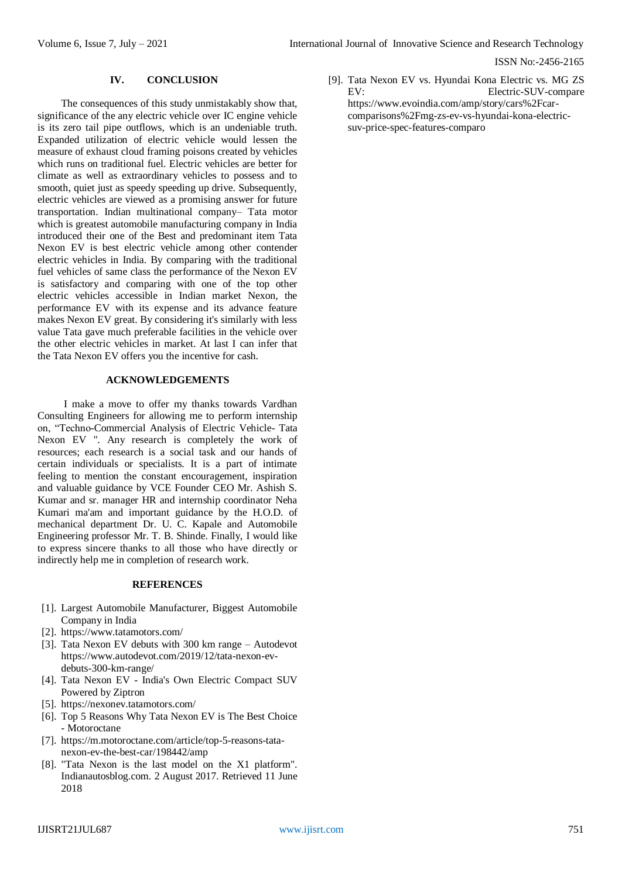## IV. CONCLUSION

The consequences of this study unmistakably show that, significance of the any electric vehicle over IC engine vehicle is its zero tail pipe outflows, which is an undeniable truth. Expanded utilization of electric vehicle would lessen the measure of exhaust cloud framing poisons created by vehicles which runs on traditional fuel. Electric vehicles are better for climate as well as extraordinary vehicles to possess and to smooth, quiet just as speedy speeding up drive. Subsequently, electric vehicles are viewed as a promising answer for future transportation. Indian multinational company– Tata motor which is greatest automobile manufacturing company in India introduced their one of the Best and predominant item Tata Nexon EV is best electric vehicle among other contender electric vehicles in India. By comparing with the traditional fuel vehicles of same class the performance of the Nexon EV is satisfactory and comparing with one of the top other electric vehicles accessible in Indian market Nexon, the performance EV with its expense and its advance feature makes Nexon EV great. By considering it's similarly with less value Tata gave much preferable facilities in the vehicle over the other electric vehicles in market. At last I can infer that the Tata Nexon EV offers you the incentive for cash.

## ACKNOWLEDGEMENTS

I make a move to offer my thanks towards Vardhan Consulting Engineers for allowing me to perform internship on, "Techno-Commercial Analysis of Electric Vehicle- Tata Nexon EV ". Any research is completely the work of resources; each research is a social task and our hands of certain individuals or specialists. It is a part of intimate feeling to mention the constant encouragement, inspiration and valuable guidance by VCE Founder CEO Mr. Ashish S. Kumar and sr. manager HR and internship coordinator Neha Kumari ma'am and important guidance by the H.O.D. of mechanical department Dr. U. C. Kapale and Automobile Engineering professor Mr. T. B. Shinde. Finally, I would like to express sincere thanks to all those who have directly or indirectly help me in completion of research work.

## REFERENCES

- [1]. Largest Automobile Manufacturer, Biggest Automobile Company in India
- [2]. https://www.tatamotors.com/
- [3]. Tata Nexon EV debuts with 300 km range – Autodevot https://www.autodevot.com/2019/12/tata-nexon-ev-debuts-300-km-range/
- [4]. Tata Nexon EV - India's Own Electric Compact SUV Powered by Ziptron
- [5]. https://nexonev.tatamotors.com/
- [6]. Top 5 Reasons Why Tata Nexon EV is The Best Choice - Motoroctane
- [7]. https://m.motoroctane.com/article/top-5-reasons-tata-nexon-ev-the-best-car/198442/amp
- [8]. "Tata Nexon is the last model on the X1 platform". Indianautosblog.com. 2 August 2017. Retrieved 11 June 2018
- [9]. Tata Nexon EV vs. Hyundai Kona Electric vs. MG ZS EV: Electric-SUV-compare https://www.evoindia.com/amp/story/cars%2Fcar-comparisons%2Fmg-zs-ev-vs-hyundai-kona-electric-suv-price-spec-features-comparo